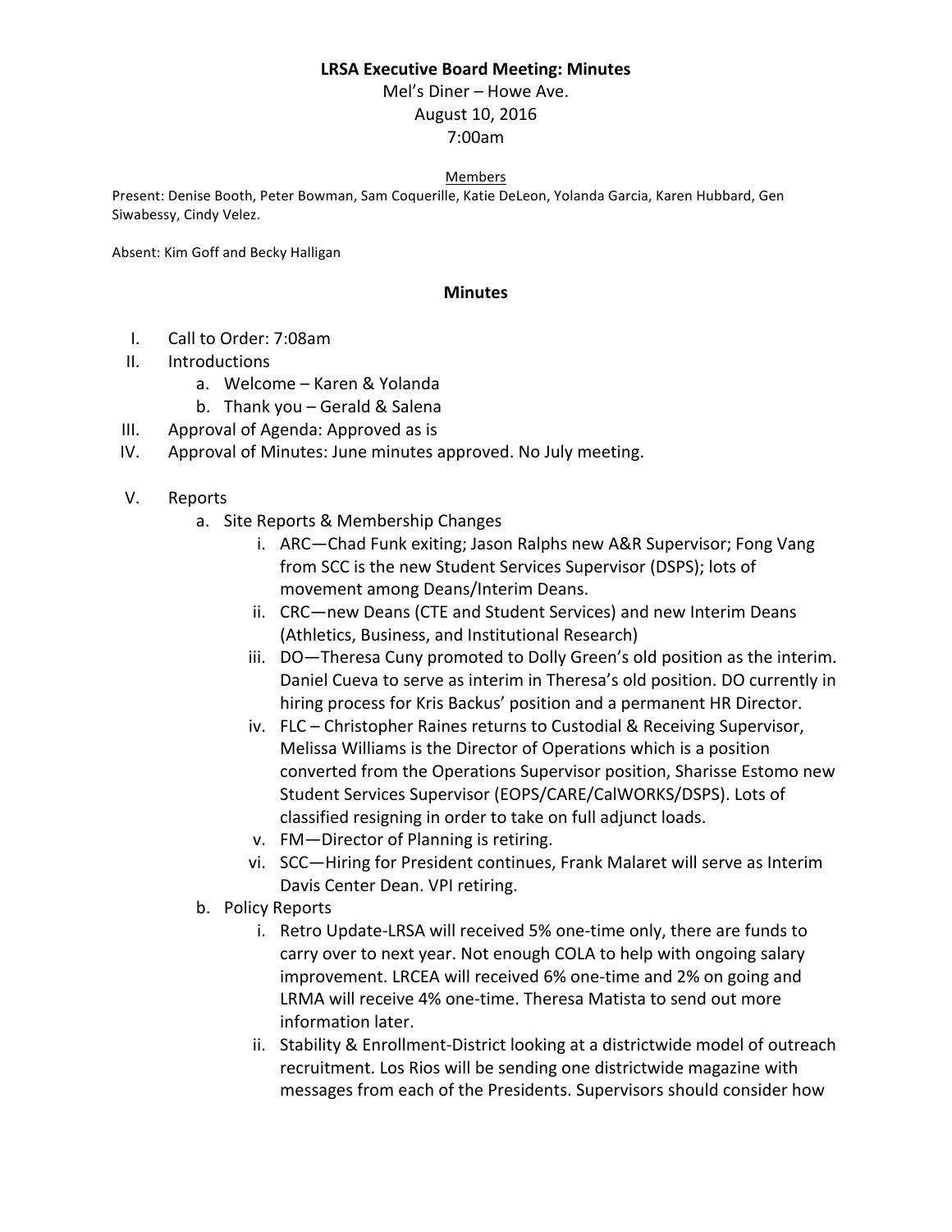**LRSA Executive Board Meeting: Minutes**

Mel's Diner – Howe Ave.
August 10, 2016
7:00am

Members

Present: Denise Booth, Peter Bowman, Sam Coquerille, Katie DeLeon, Yolanda Garcia, Karen Hubbard, Gen Siwabessy, Cindy Velez.

Absent: Kim Goff and Becky Halligan

## Minutes

I. Call to Order: 7:08am

II. Introductions
   - a. Welcome – Karen & Yolanda
   - b. Thank you – Gerald & Salena

III. Approval of Agenda: Approved as is

IV. Approval of Minutes: June minutes approved. No July meeting.

V. Reports
   - a. Site Reports & Membership Changes
      - i. ARC—Chad Funk exiting; Jason Ralphs new A&R Supervisor; Fong Vang from SCC is the new Student Services Supervisor (DSPS); lots of movement among Deans/Interim Deans.
      - ii. CRC—new Deans (CTE and Student Services) and new Interim Deans (Athletics, Business, and Institutional Research)
      - iii. DO—Theresa Cuny promoted to Dolly Green's old position as the interim. Daniel Cueva to serve as interim in Theresa's old position. DO currently in hiring process for Kris Backus' position and a permanent HR Director.
      - iv. FLC – Christopher Raines returns to Custodial & Receiving Supervisor, Melissa Williams is the Director of Operations which is a position converted from the Operations Supervisor position, Sharisse Estomo new Student Services Supervisor (EOPS/CARE/CalWORKS/DSPS). Lots of classified resigning in order to take on full adjunct loads.
      - v. FM—Director of Planning is retiring.
      - vi. SCC—Hiring for President continues, Frank Malaret will serve as Interim Davis Center Dean. VPI retiring.
   - b. Policy Reports
      - i. Retro Update-LRSA will received 5% one-time only, there are funds to carry over to next year. Not enough COLA to help with ongoing salary improvement. LRCEA will received 6% one-time and 2% on going and LRMA will receive 4% one-time. Theresa Matista to send out more information later.
      - ii. Stability & Enrollment-District looking at a districtwide model of outreach recruitment. Los Rios will be sending one districtwide magazine with messages from each of the Presidents. Supervisors should consider how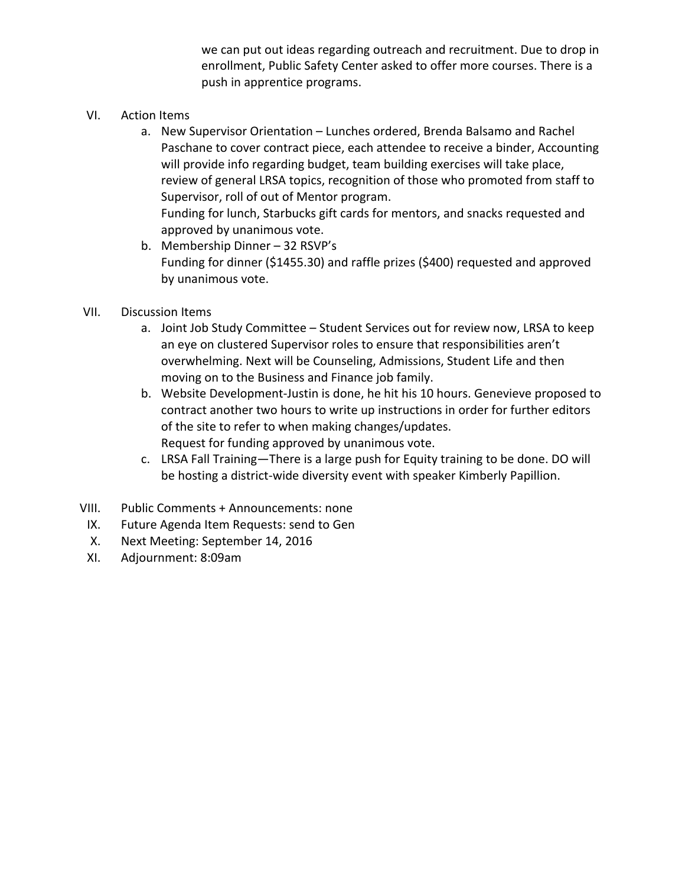we can put out ideas regarding outreach and recruitment. Due to drop in enrollment, Public Safety Center asked to offer more courses. There is a push in apprentice programs.

VI. Action Items
   a. New Supervisor Orientation – Lunches ordered, Brenda Balsamo and Rachel Paschane to cover contract piece, each attendee to receive a binder, Accounting will provide info regarding budget, team building exercises will take place, review of general LRSA topics, recognition of those who promoted from staff to Supervisor, roll of out of Mentor program.
   Funding for lunch, Starbucks gift cards for mentors, and snacks requested and approved by unanimous vote.
   b. Membership Dinner – 32 RSVP's
   Funding for dinner ($1455.30) and raffle prizes ($400) requested and approved by unanimous vote.

VII. Discussion Items
   a. Joint Job Study Committee – Student Services out for review now, LRSA to keep an eye on clustered Supervisor roles to ensure that responsibilities aren't overwhelming. Next will be Counseling, Admissions, Student Life and then moving on to the Business and Finance job family.
   b. Website Development-Justin is done, he hit his 10 hours. Genevieve proposed to contract another two hours to write up instructions in order for further editors of the site to refer to when making changes/updates.
   Request for funding approved by unanimous vote.
   c. LRSA Fall Training—There is a large push for Equity training to be done. DO will be hosting a district-wide diversity event with speaker Kimberly Papillion.

VIII. Public Comments + Announcements: none

IX. Future Agenda Item Requests: send to Gen

X. Next Meeting: September 14, 2016

XI. Adjournment: 8:09am